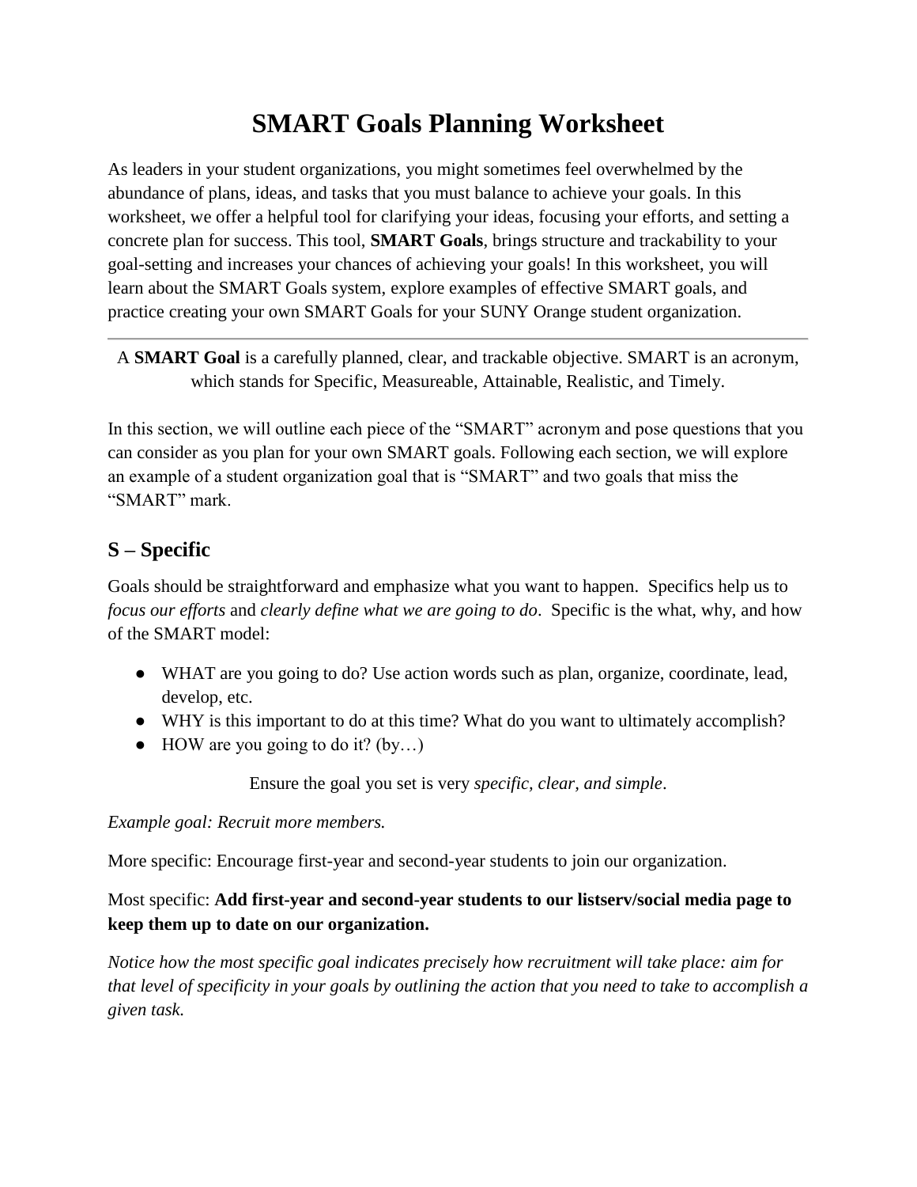# SMART Goals Planning Worksheet

As leaders in your student organizations, you might sometimes feel overwhelmed by the abundance of plans, ideas, and tasks that you must balance to achieve your goals. In this worksheet, we offer a helpful tool for clarifying your ideas, focusing your efforts, and setting a concrete plan for success. This tool, **SMART Goals**, brings structure and trackability to your goal-setting and increases your chances of achieving your goals! In this worksheet, you will learn about the SMART Goals system, explore examples of effective SMART goals, and practice creating your own SMART Goals for your SUNY Orange student organization.

---

A **SMART Goal** is a carefully planned, clear, and trackable objective. SMART is an acronym, which stands for Specific, Measureable, Attainable, Realistic, and Timely.

In this section, we will outline each piece of the "SMART" acronym and pose questions that you can consider as you plan for your own SMART goals. Following each section, we will explore an example of a student organization goal that is "SMART" and two goals that miss the "SMART" mark.

## S – Specific

Goals should be straightforward and emphasize what you want to happen. Specifics help us to *focus our efforts* and *clearly define what we are going to do*. Specific is the what, why, and how of the SMART model:

- WHAT are you going to do? Use action words such as plan, organize, coordinate, lead, develop, etc.
- WHY is this important to do at this time? What do you want to ultimately accomplish?
- HOW are you going to do it? (by…)

Ensure the goal you set is very *specific, clear, and simple*.

*Example goal: Recruit more members.*

More specific: Encourage first-year and second-year students to join our organization.

Most specific: **Add first-year and second-year students to our listserv/social media page to keep them up to date on our organization.**

*Notice how the most specific goal indicates precisely how recruitment will take place: aim for that level of specificity in your goals by outlining the action that you need to take to accomplish a given task.*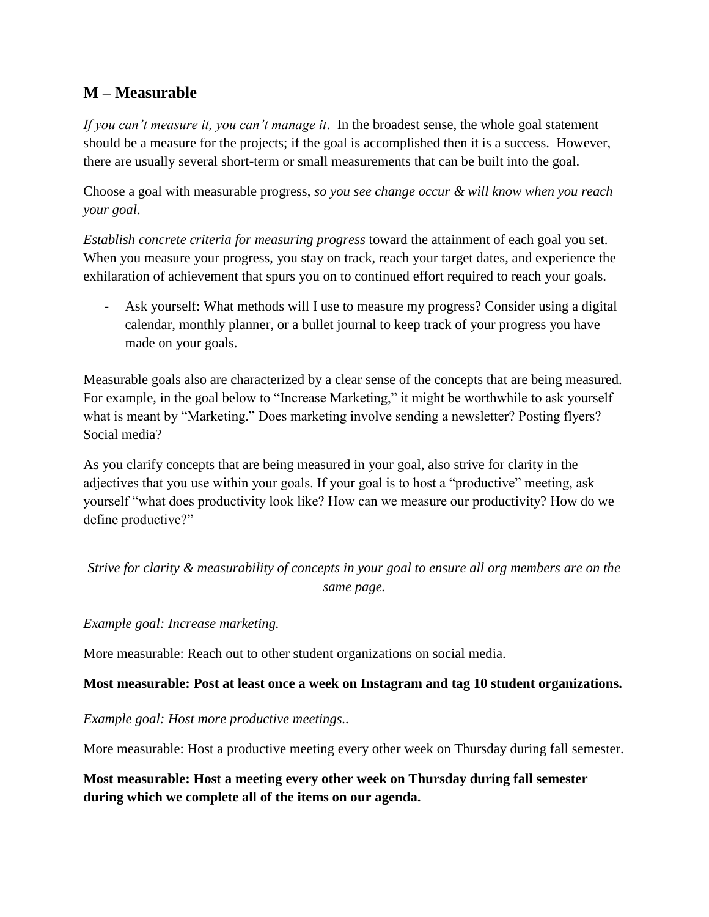## M – Measurable

*If you can't measure it, you can't manage it*. In the broadest sense, the whole goal statement should be a measure for the projects; if the goal is accomplished then it is a success. However, there are usually several short-term or small measurements that can be built into the goal.

Choose a goal with measurable progress, *so you see change occur & will know when you reach your goal*.

*Establish concrete criteria for measuring progress* toward the attainment of each goal you set. When you measure your progress, you stay on track, reach your target dates, and experience the exhilaration of achievement that spurs you on to continued effort required to reach your goals.

- Ask yourself: What methods will I use to measure my progress? Consider using a digital calendar, monthly planner, or a bullet journal to keep track of your progress you have made on your goals.

Measurable goals also are characterized by a clear sense of the concepts that are being measured. For example, in the goal below to "Increase Marketing," it might be worthwhile to ask yourself what is meant by "Marketing." Does marketing involve sending a newsletter? Posting flyers? Social media?

As you clarify concepts that are being measured in your goal, also strive for clarity in the adjectives that you use within your goals. If your goal is to host a "productive" meeting, ask yourself "what does productivity look like? How can we measure our productivity? How do we define productive?"

*Strive for clarity & measurability of concepts in your goal to ensure all org members are on the same page.*

*Example goal: Increase marketing.*

More measurable: Reach out to other student organizations on social media.

**Most measurable: Post at least once a week on Instagram and tag 10 student organizations.**

*Example goal: Host more productive meetings..*

More measurable: Host a productive meeting every other week on Thursday during fall semester.

**Most measurable: Host a meeting every other week on Thursday during fall semester during which we complete all of the items on our agenda.**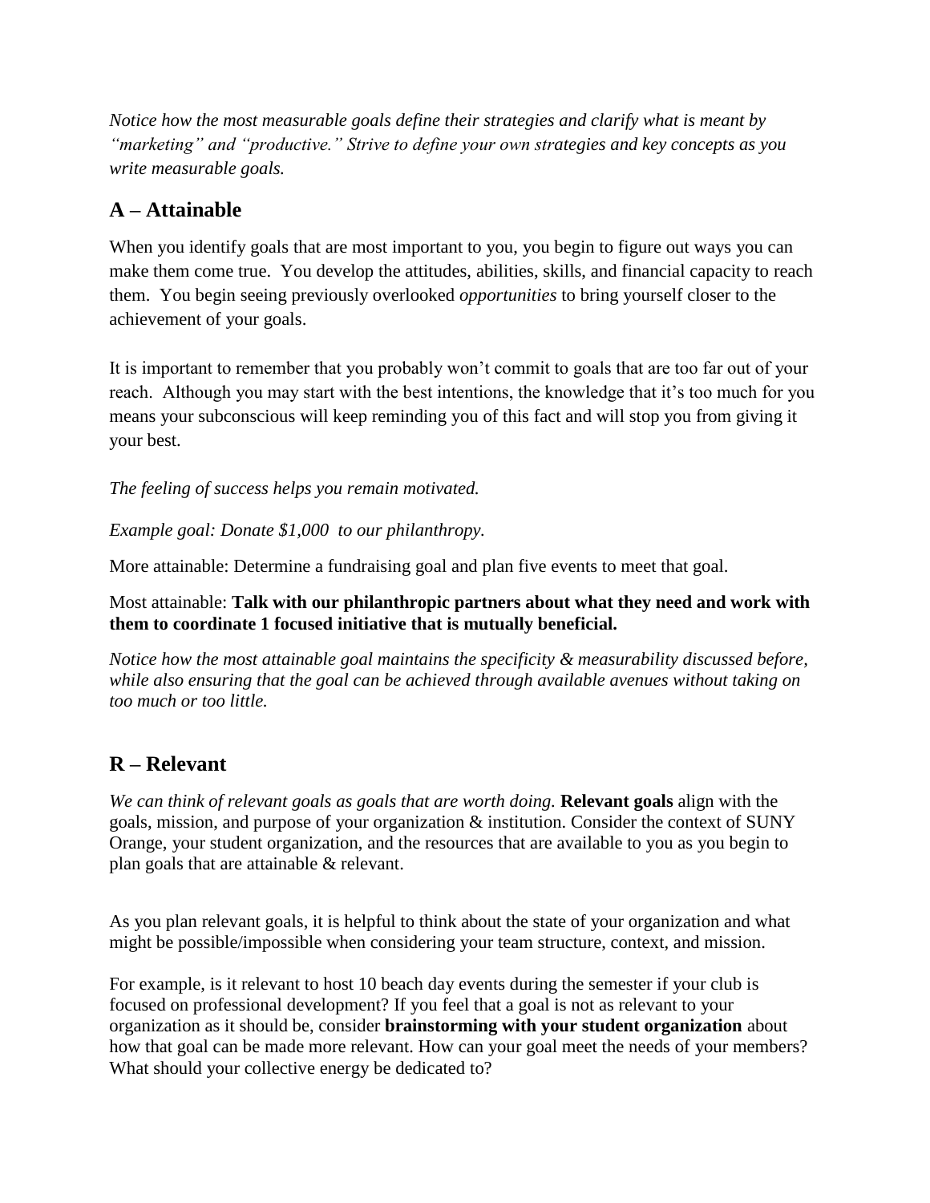*Notice how the most measurable goals define their strategies and clarify what is meant by "marketing" and "productive." Strive to define your own strategies and key concepts as you write measurable goals.*

## A – Attainable

When you identify goals that are most important to you, you begin to figure out ways you can make them come true. You develop the attitudes, abilities, skills, and financial capacity to reach them. You begin seeing previously overlooked *opportunities* to bring yourself closer to the achievement of your goals.

It is important to remember that you probably won't commit to goals that are too far out of your reach. Although you may start with the best intentions, the knowledge that it's too much for you means your subconscious will keep reminding you of this fact and will stop you from giving it your best.

*The feeling of success helps you remain motivated.*

*Example goal: Donate $1,000 to our philanthropy.*

More attainable: Determine a fundraising goal and plan five events to meet that goal.

Most attainable: **Talk with our philanthropic partners about what they need and work with them to coordinate 1 focused initiative that is mutually beneficial.**

*Notice how the most attainable goal maintains the specificity & measurability discussed before, while also ensuring that the goal can be achieved through available avenues without taking on too much or too little.*

## R – Relevant

*We can think of relevant goals as goals that are worth doing.* **Relevant goals** align with the goals, mission, and purpose of your organization & institution. Consider the context of SUNY Orange, your student organization, and the resources that are available to you as you begin to plan goals that are attainable & relevant.

As you plan relevant goals, it is helpful to think about the state of your organization and what might be possible/impossible when considering your team structure, context, and mission.

For example, is it relevant to host 10 beach day events during the semester if your club is focused on professional development? If you feel that a goal is not as relevant to your organization as it should be, consider **brainstorming with your student organization** about how that goal can be made more relevant. How can your goal meet the needs of your members? What should your collective energy be dedicated to?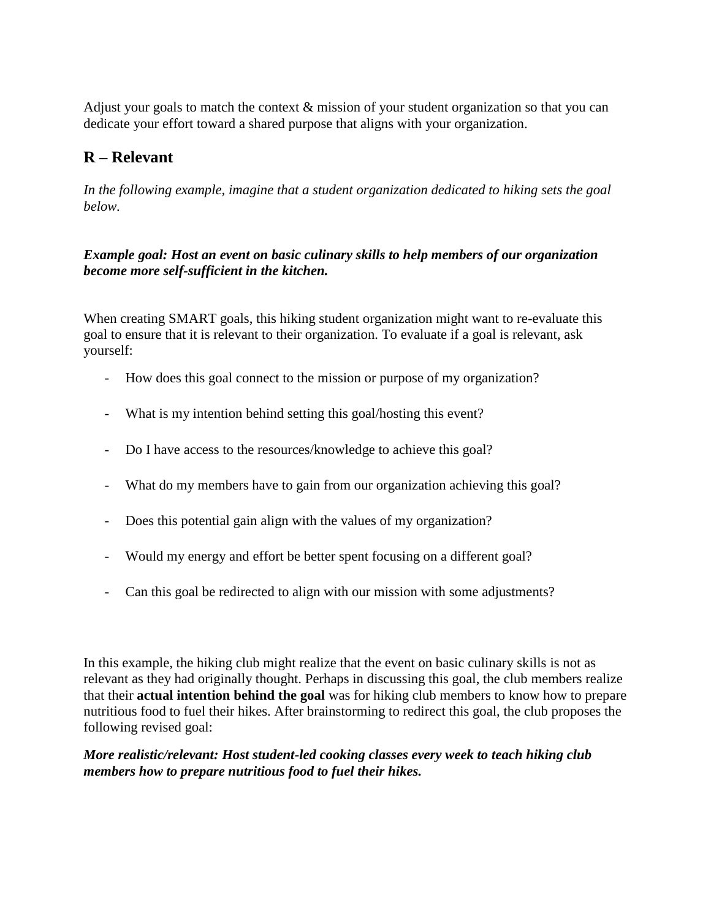Adjust your goals to match the context & mission of your student organization so that you can dedicate your effort toward a shared purpose that aligns with your organization.

## R – Relevant

*In the following example, imagine that a student organization dedicated to hiking sets the goal below.*

***Example goal: Host an event on basic culinary skills to help members of our organization become more self-sufficient in the kitchen.***

When creating SMART goals, this hiking student organization might want to re-evaluate this goal to ensure that it is relevant to their organization. To evaluate if a goal is relevant, ask yourself:

- How does this goal connect to the mission or purpose of my organization?
- What is my intention behind setting this goal/hosting this event?
- Do I have access to the resources/knowledge to achieve this goal?
- What do my members have to gain from our organization achieving this goal?
- Does this potential gain align with the values of my organization?
- Would my energy and effort be better spent focusing on a different goal?
- Can this goal be redirected to align with our mission with some adjustments?

In this example, the hiking club might realize that the event on basic culinary skills is not as relevant as they had originally thought. Perhaps in discussing this goal, the club members realize that their **actual intention behind the goal** was for hiking club members to know how to prepare nutritious food to fuel their hikes. After brainstorming to redirect this goal, the club proposes the following revised goal:

***More realistic/relevant: Host student-led cooking classes every week to teach hiking club members how to prepare nutritious food to fuel their hikes.***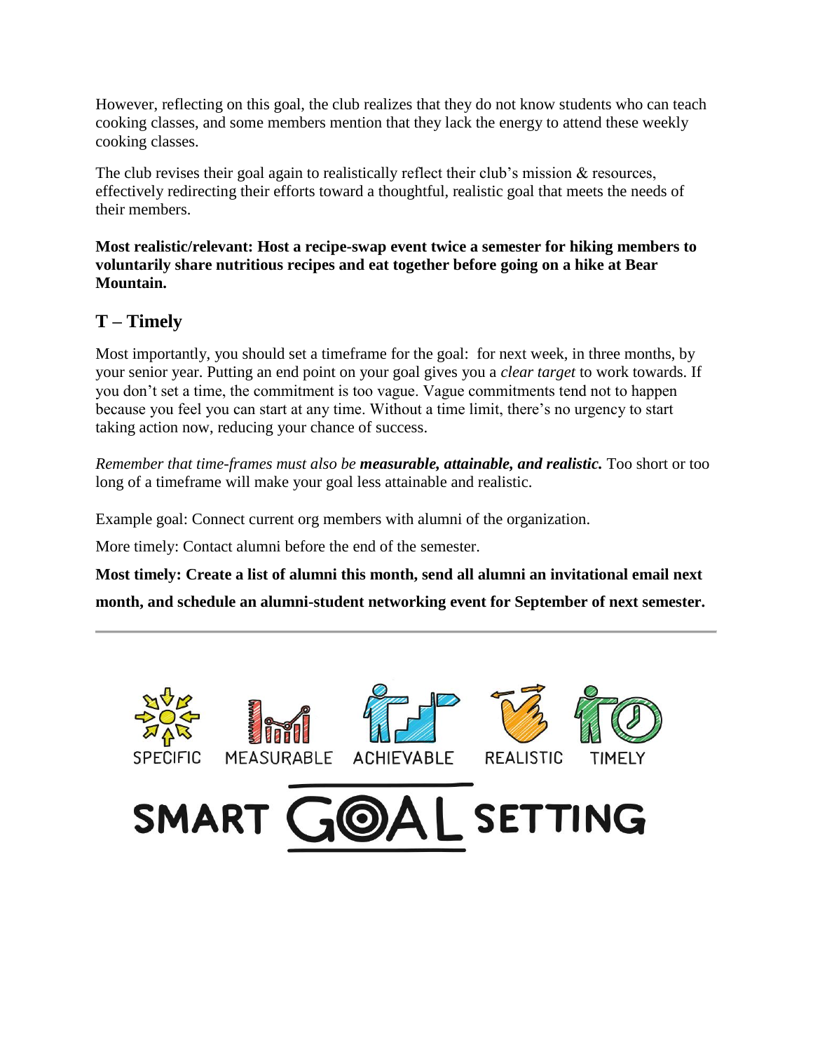However, reflecting on this goal, the club realizes that they do not know students who can teach cooking classes, and some members mention that they lack the energy to attend these weekly cooking classes.

The club revises their goal again to realistically reflect their club's mission & resources, effectively redirecting their efforts toward a thoughtful, realistic goal that meets the needs of their members.

**Most realistic/relevant: Host a recipe-swap event twice a semester for hiking members to voluntarily share nutritious recipes and eat together before going on a hike at Bear Mountain.**

## T – Timely

Most importantly, you should set a timeframe for the goal: for next week, in three months, by your senior year. Putting an end point on your goal gives you a *clear target* to work towards. If you don't set a time, the commitment is too vague. Vague commitments tend not to happen because you feel you can start at any time. Without a time limit, there's no urgency to start taking action now, reducing your chance of success.

*Remember that time-frames must also be* ***measurable, attainable, and realistic.*** Too short or too long of a timeframe will make your goal less attainable and realistic.

Example goal: Connect current org members with alumni of the organization.

More timely: Contact alumni before the end of the semester.

**Most timely: Create a list of alumni this month, send all alumni an invitational email next month, and schedule an alumni-student networking event for September of next semester.**

---

SPECIFIC MEASURABLE ACHIEVABLE REALISTIC TIMELY

SMART GOAL SETTING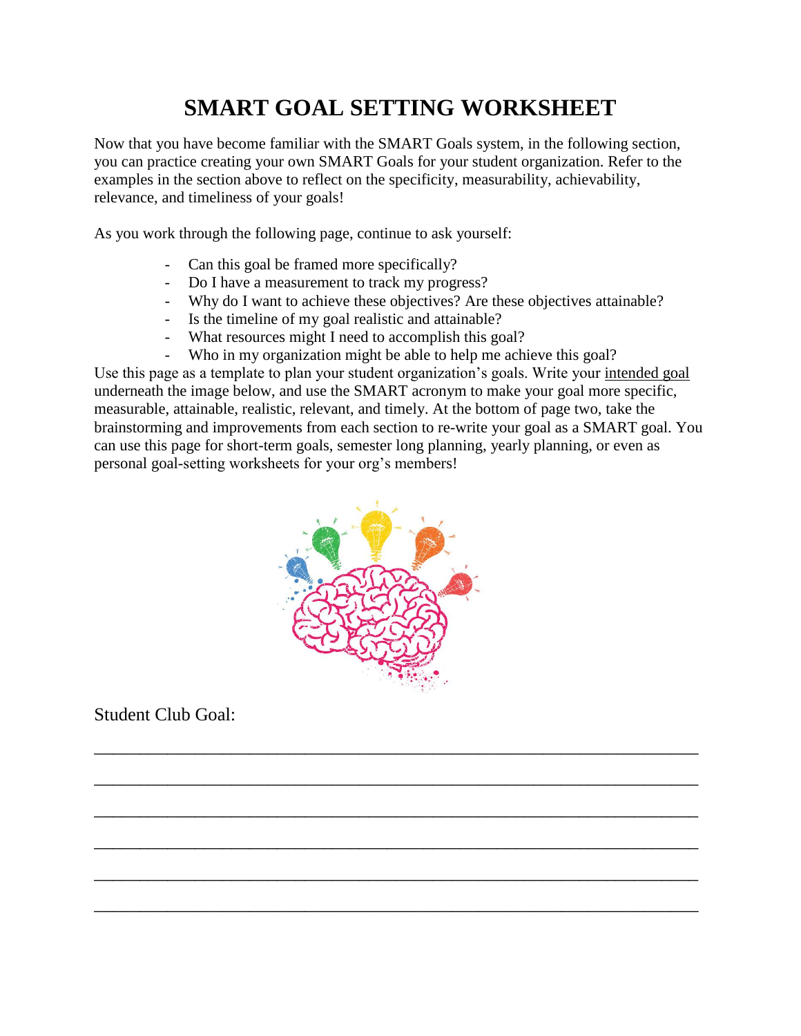# SMART GOAL SETTING WORKSHEET

Now that you have become familiar with the SMART Goals system, in the following section, you can practice creating your own SMART Goals for your student organization. Refer to the examples in the section above to reflect on the specificity, measurability, achievability, relevance, and timeliness of your goals!

As you work through the following page, continue to ask yourself:

- Can this goal be framed more specifically?
- Do I have a measurement to track my progress?
- Why do I want to achieve these objectives? Are these objectives attainable?
- Is the timeline of my goal realistic and attainable?
- What resources might I need to accomplish this goal?
- Who in my organization might be able to help me achieve this goal?

Use this page as a template to plan your student organization's goals. Write your intended goal underneath the image below, and use the SMART acronym to make your goal more specific, measurable, attainable, realistic, relevant, and timely. At the bottom of page two, take the brainstorming and improvements from each section to re-write your goal as a SMART goal. You can use this page for short-term goals, semester long planning, yearly planning, or even as personal goal-setting worksheets for your org's members!

Student Club Goal:

_______________________________________________________________

_______________________________________________________________

_______________________________________________________________

_______________________________________________________________

_______________________________________________________________

_______________________________________________________________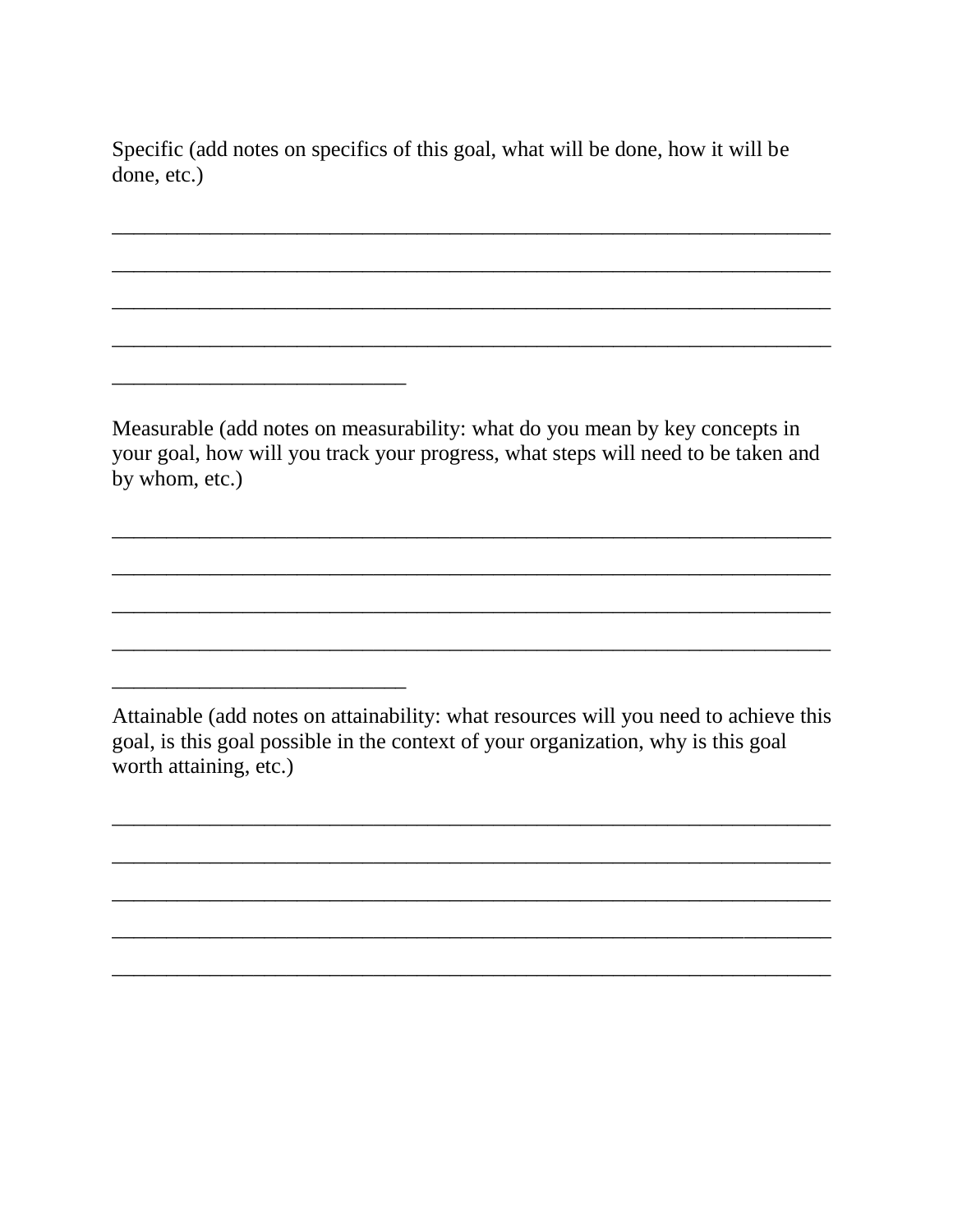Specific (add notes on specifics of this goal, what will be done, how it will be done, etc.)

_________________________________________________________________

_________________________________________________________________

_________________________________________________________________

_________________________________________________________________

___________________________

Measurable (add notes on measurability: what do you mean by key concepts in your goal, how will you track your progress, what steps will need to be taken and by whom, etc.)

_________________________________________________________________

_________________________________________________________________

_________________________________________________________________

_________________________________________________________________

___________________________

Attainable (add notes on attainability: what resources will you need to achieve this goal, is this goal possible in the context of your organization, why is this goal worth attaining, etc.)

_________________________________________________________________

_________________________________________________________________

_________________________________________________________________

_________________________________________________________________

_________________________________________________________________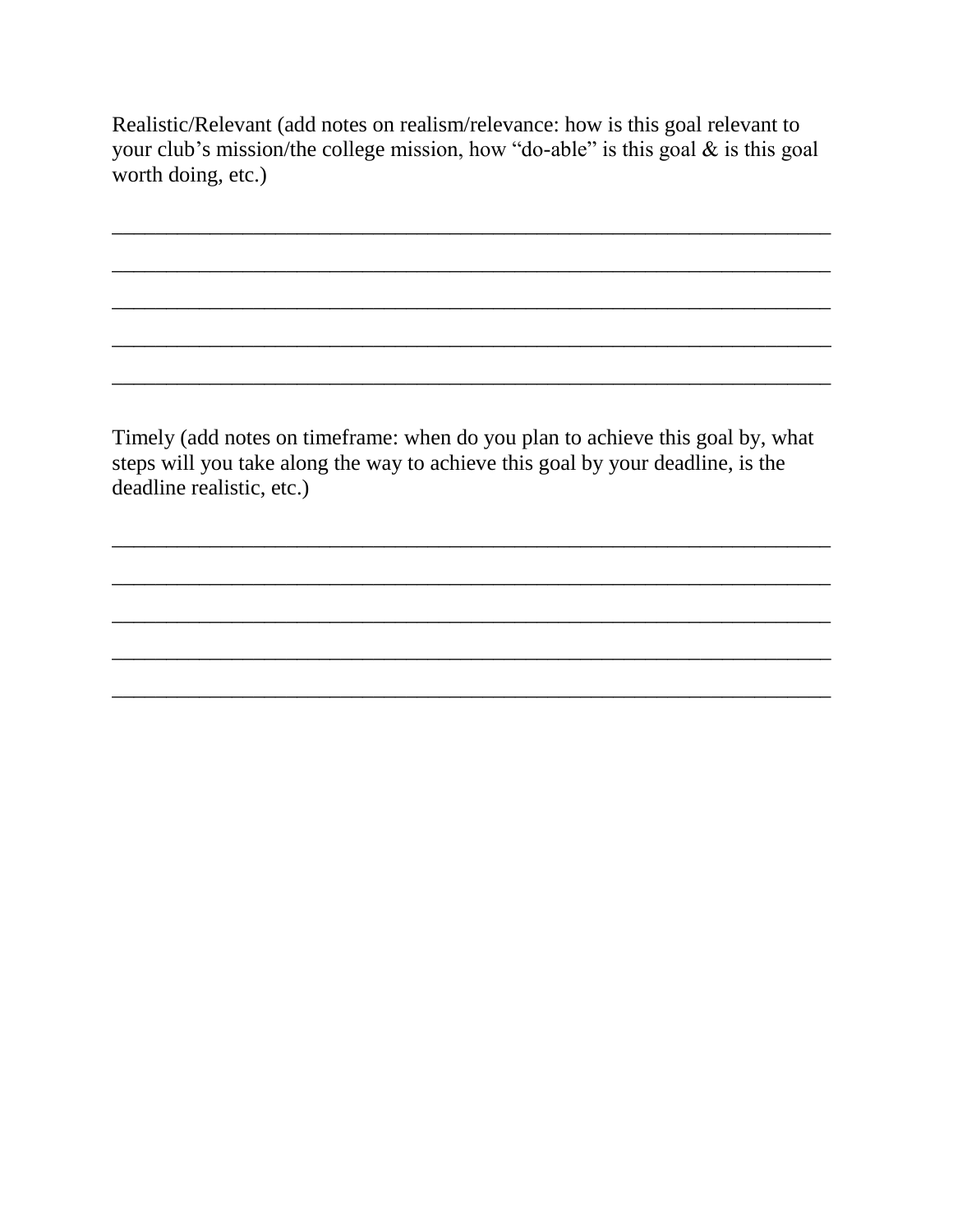Realistic/Relevant (add notes on realism/relevance: how is this goal relevant to your club's mission/the college mission, how "do-able" is this goal & is this goal worth doing, etc.)

_______________________________________________________________

_______________________________________________________________

_______________________________________________________________

_______________________________________________________________

_______________________________________________________________

Timely (add notes on timeframe: when do you plan to achieve this goal by, what steps will you take along the way to achieve this goal by your deadline, is the deadline realistic, etc.)

_______________________________________________________________

_______________________________________________________________

_______________________________________________________________

_______________________________________________________________

_______________________________________________________________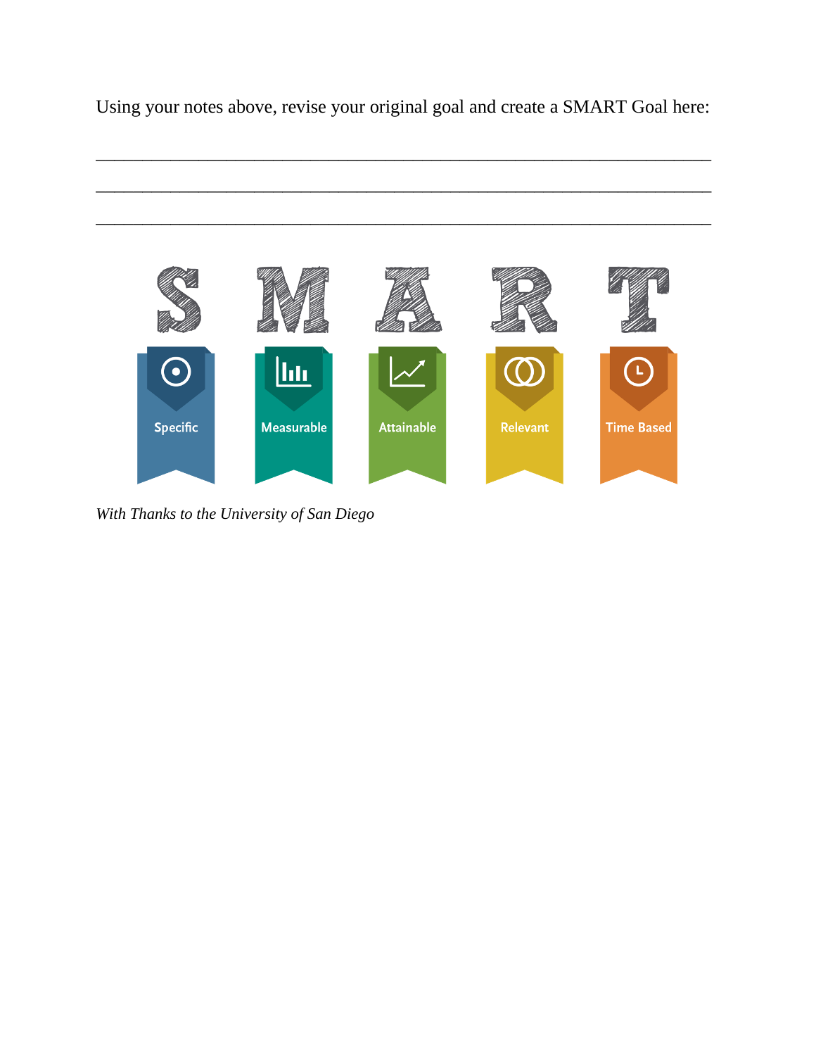Using your notes above, revise your original goal and create a SMART Goal here:

_______________________________________________________________

_______________________________________________________________

_______________________________________________________________

S M A R T

Specific

Measurable

Attainable

Relevant

Time Based

*With Thanks to the University of San Diego*